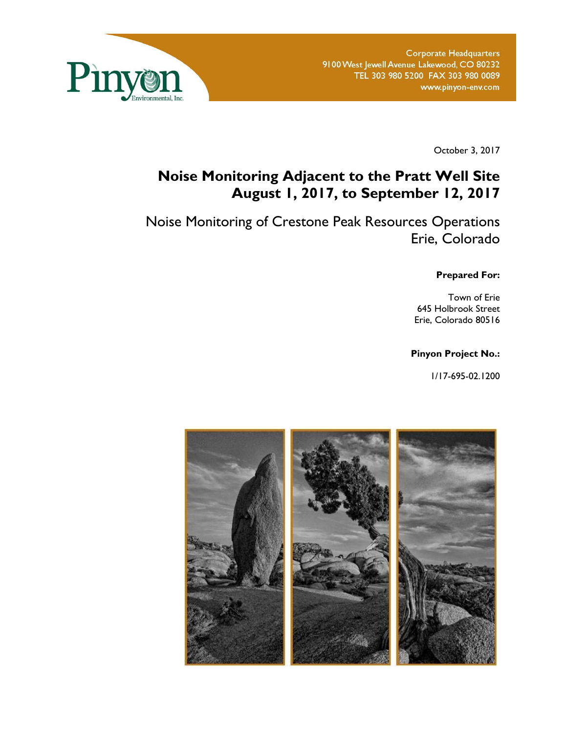Pinyon Environmental, Inc.

Corporate Headquarters
9100 West Jewell Avenue Lakewood, CO 80232
TEL 303 980 5200 FAX 303 980 0089
www.pinyon-env.com

October 3, 2017

# Noise Monitoring Adjacent to the Pratt Well Site August 1, 2017, to September 12, 2017

## Noise Monitoring of Crestone Peak Resources Operations Erie, Colorado

**Prepared For:**

Town of Erie
645 Holbrook Street
Erie, Colorado 80516

**Pinyon Project No.:**

1/17-695-02.1200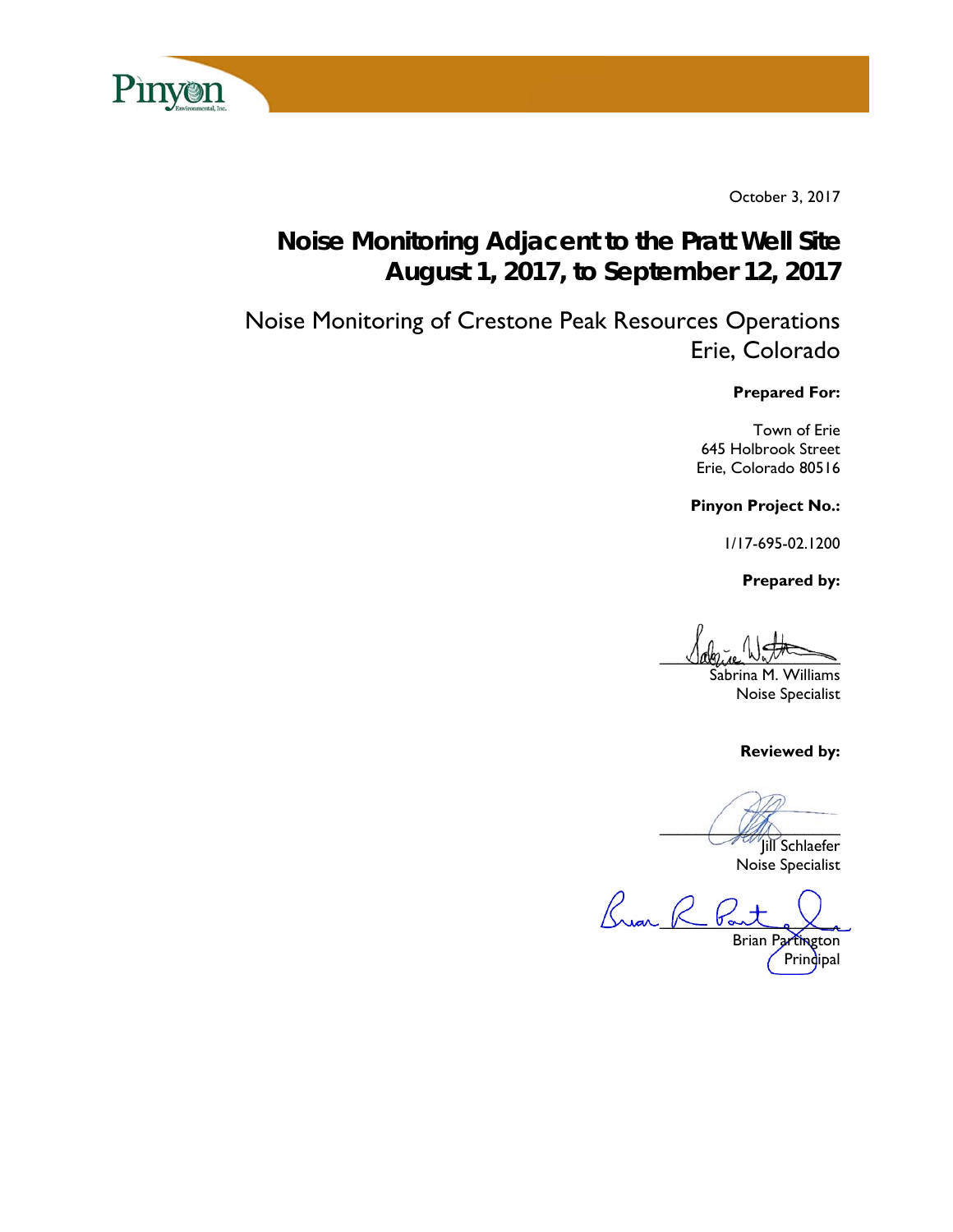October 3, 2017

# Noise Monitoring Adjacent to the Pratt Well Site August 1, 2017, to September 12, 2017

## Noise Monitoring of Crestone Peak Resources Operations Erie, Colorado

**Prepared For:**

Town of Erie
645 Holbrook Street
Erie, Colorado 80516

**Pinyon Project No.:**

1/17-695-02.1200

**Prepared by:**

Sabrina M. Williams
Noise Specialist

**Reviewed by:**

Jill Schlaefer
Noise Specialist

Brian Partington
Principal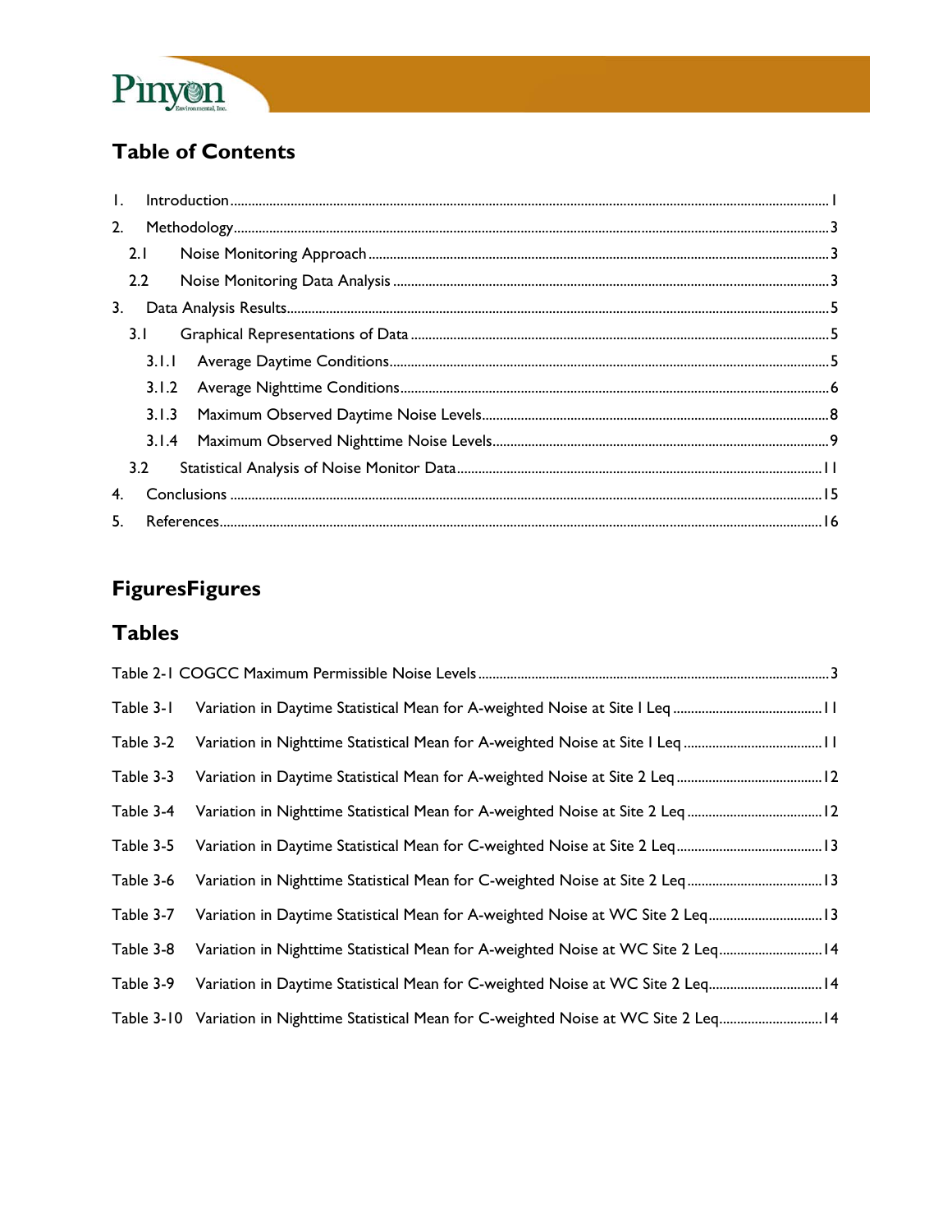## Table of Contents

1. Introduction ........................................................................................................................................... 1
2. Methodology ........................................................................................................................................... 3
   - 2.1 Noise Monitoring Approach ............................................................................................................ 3
   - 2.2 Noise Monitoring Data Analysis ..................................................................................................... 3
3. Data Analysis Results ............................................................................................................................. 5
   - 3.1 Graphical Representations of Data ................................................................................................. 5
     - 3.1.1 Average Daytime Conditions ..................................................................................................... 5
     - 3.1.2 Average Nighttime Conditions .................................................................................................. 6
     - 3.1.3 Maximum Observed Daytime Noise Levels ............................................................................... 8
     - 3.1.4 Maximum Observed Nighttime Noise Levels ............................................................................ 9
   - 3.2 Statistical Analysis of Noise Monitor Data .................................................................................... 11
4. Conclusions .......................................................................................................................................... 15
5. References ............................................................................................................................................ 16

## FiguresFigures

## Tables

Table 2-1 COGCC Maximum Permissible Noise Levels ................................................................................. 3

Table 3-1 Variation in Daytime Statistical Mean for A-weighted Noise at Site 1 Leq .......................................... 11

Table 3-2 Variation in Nighttime Statistical Mean for A-weighted Noise at Site 1 Leq ....................................... 11

Table 3-3 Variation in Daytime Statistical Mean for A-weighted Noise at Site 2 Leq .......................................... 12

Table 3-4 Variation in Nighttime Statistical Mean for A-weighted Noise at Site 2 Leq ....................................... 12

Table 3-5 Variation in Daytime Statistical Mean for C-weighted Noise at Site 2 Leq .......................................... 13

Table 3-6 Variation in Nighttime Statistical Mean for C-weighted Noise at Site 2 Leq ....................................... 13

Table 3-7 Variation in Daytime Statistical Mean for A-weighted Noise at WC Site 2 Leq .................................... 13

Table 3-8 Variation in Nighttime Statistical Mean for A-weighted Noise at WC Site 2 Leq .................................. 14

Table 3-9 Variation in Daytime Statistical Mean for C-weighted Noise at WC Site 2 Leq .................................... 14

Table 3-10 Variation in Nighttime Statistical Mean for C-weighted Noise at WC Site 2 Leq ................................ 14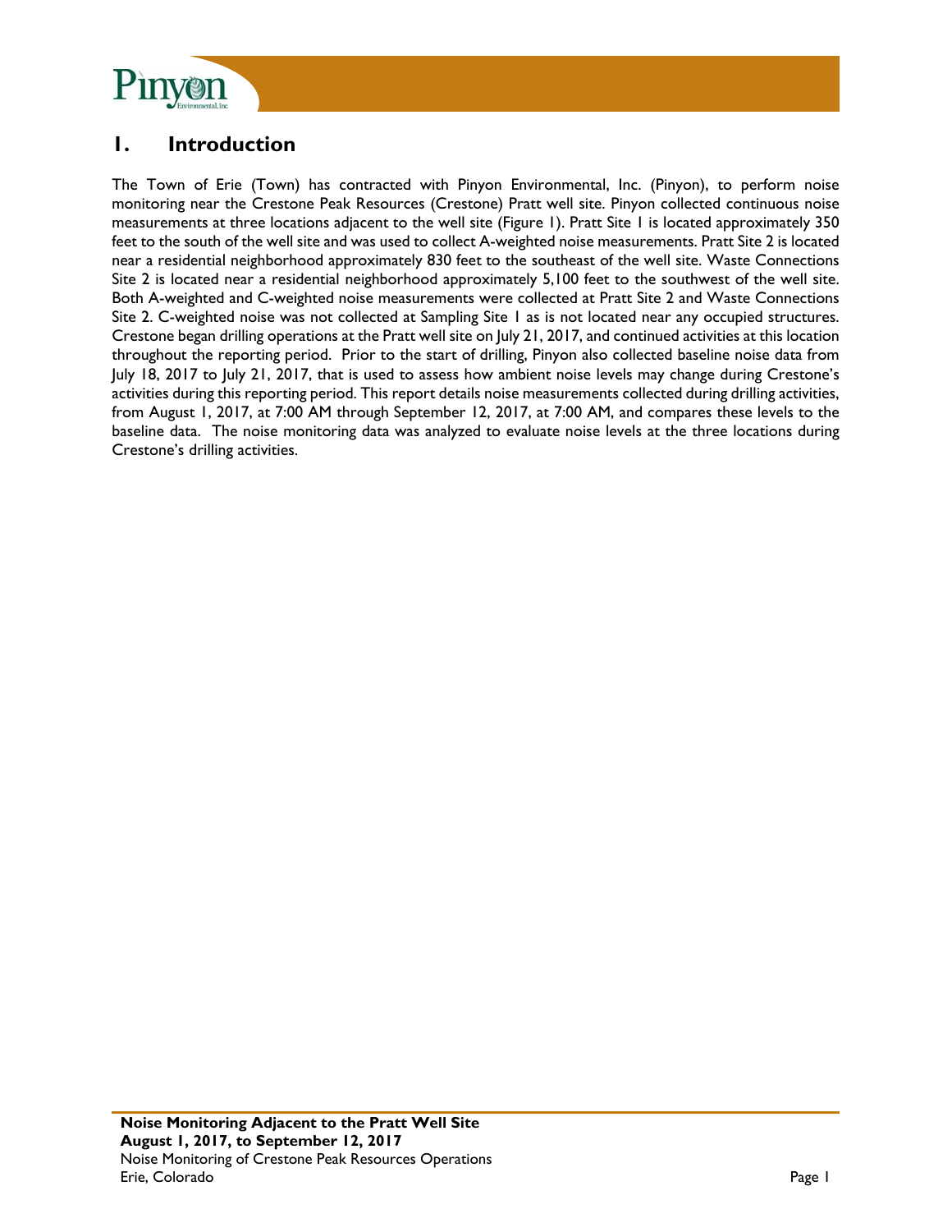# 1. Introduction

The Town of Erie (Town) has contracted with Pinyon Environmental, Inc. (Pinyon), to perform noise monitoring near the Crestone Peak Resources (Crestone) Pratt well site. Pinyon collected continuous noise measurements at three locations adjacent to the well site (Figure 1). Pratt Site 1 is located approximately 350 feet to the south of the well site and was used to collect A-weighted noise measurements. Pratt Site 2 is located near a residential neighborhood approximately 830 feet to the southeast of the well site. Waste Connections Site 2 is located near a residential neighborhood approximately 5,100 feet to the southwest of the well site. Both A-weighted and C-weighted noise measurements were collected at Pratt Site 2 and Waste Connections Site 2. C-weighted noise was not collected at Sampling Site 1 as is not located near any occupied structures. Crestone began drilling operations at the Pratt well site on July 21, 2017, and continued activities at this location throughout the reporting period. Prior to the start of drilling, Pinyon also collected baseline noise data from July 18, 2017 to July 21, 2017, that is used to assess how ambient noise levels may change during Crestone's activities during this reporting period. This report details noise measurements collected during drilling activities, from August 1, 2017, at 7:00 AM through September 12, 2017, at 7:00 AM, and compares these levels to the baseline data. The noise monitoring data was analyzed to evaluate noise levels at the three locations during Crestone's drilling activities.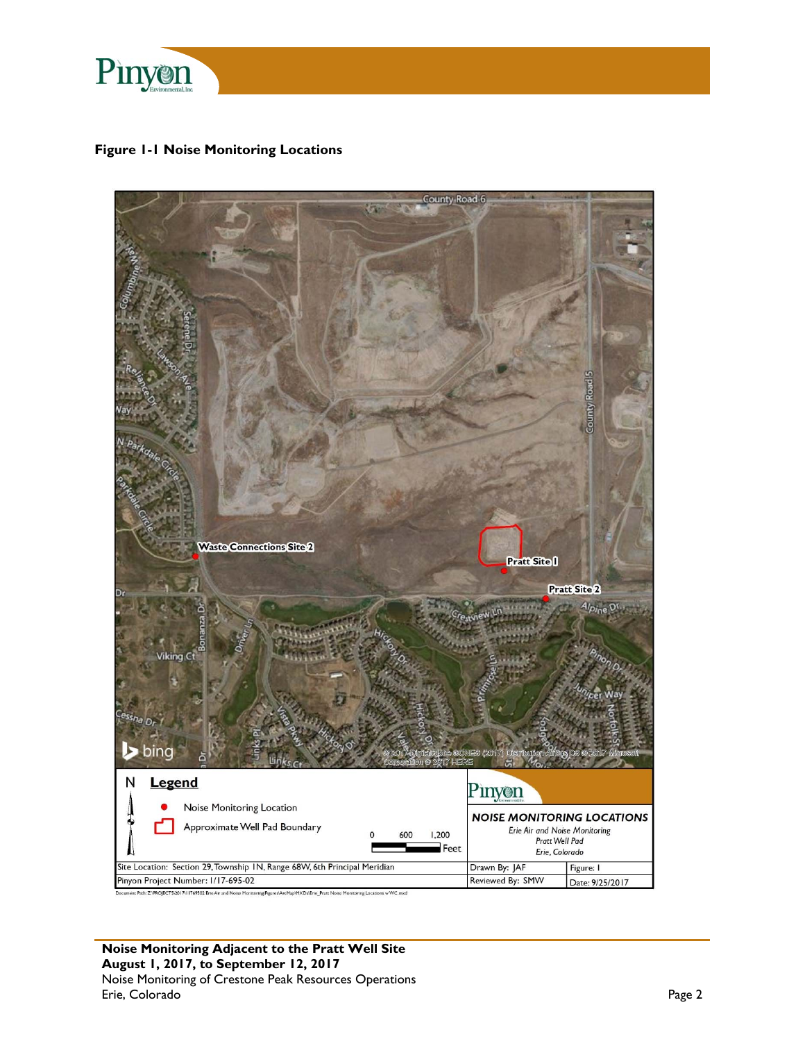**Figure 1-1 Noise Monitoring Locations**

County Road 6

County Road 5

Waste Connections Site 2

Pratt Site 1

Pratt Site 2

N **Legend**

Noise Monitoring Location

Approximate Well Pad Boundary

0 600 1,200 Feet

**NOISE MONITORING LOCATIONS**

*Erie Air and Noise Monitoring*
*Pratt Well Pad*
*Erie, Colorado*

| | |
|---|---|
| Site Location: Section 29, Township 1N, Range 68W, 6th Principal Meridian | Drawn By: JAF | Figure: 1 |
| Pinyon Project Number: 1/17-695-02 | Reviewed By: SMW | Date: 9/25/2017 |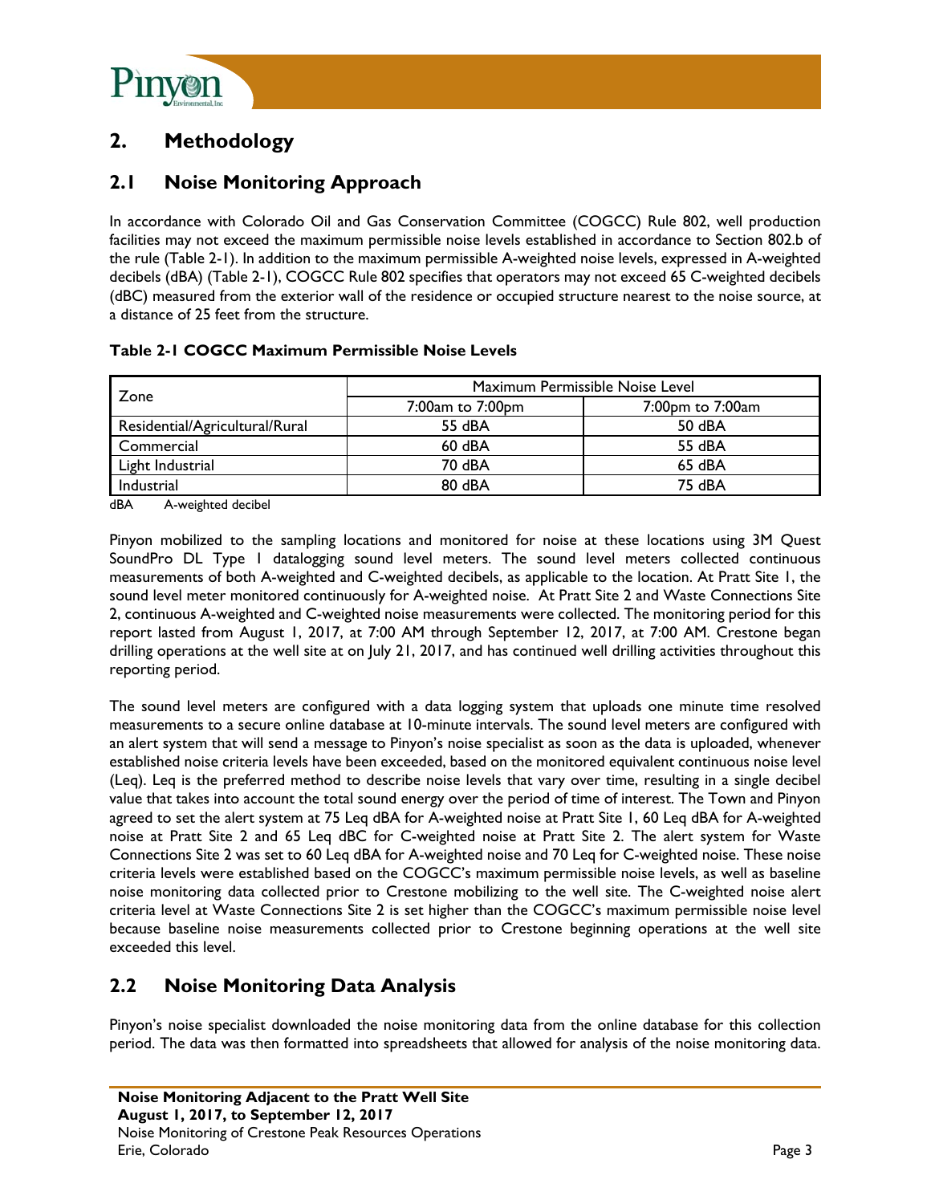## 2. Methodology

### 2.1 Noise Monitoring Approach

In accordance with Colorado Oil and Gas Conservation Committee (COGCC) Rule 802, well production facilities may not exceed the maximum permissible noise levels established in accordance to Section 802.b of the rule (Table 2-1). In addition to the maximum permissible A-weighted noise levels, expressed in A-weighted decibels (dBA) (Table 2-1), COGCC Rule 802 specifies that operators may not exceed 65 C-weighted decibels (dBC) measured from the exterior wall of the residence or occupied structure nearest to the noise source, at a distance of 25 feet from the structure.

**Table 2-1 COGCC Maximum Permissible Noise Levels**

| Zone | Maximum Permissible Noise Level | |
|---|---|---|
| | 7:00am to 7:00pm | 7:00pm to 7:00am |
| Residential/Agricultural/Rural | 55 dBA | 50 dBA |
| Commercial | 60 dBA | 55 dBA |
| Light Industrial | 70 dBA | 65 dBA |
| Industrial | 80 dBA | 75 dBA |

dBA A-weighted decibel

Pinyon mobilized to the sampling locations and monitored for noise at these locations using 3M Quest SoundPro DL Type 1 datalogging sound level meters. The sound level meters collected continuous measurements of both A-weighted and C-weighted decibels, as applicable to the location. At Pratt Site 1, the sound level meter monitored continuously for A-weighted noise. At Pratt Site 2 and Waste Connections Site 2, continuous A-weighted and C-weighted noise measurements were collected. The monitoring period for this report lasted from August 1, 2017, at 7:00 AM through September 12, 2017, at 7:00 AM. Crestone began drilling operations at the well site at on July 21, 2017, and has continued well drilling activities throughout this reporting period.

The sound level meters are configured with a data logging system that uploads one minute time resolved measurements to a secure online database at 10-minute intervals. The sound level meters are configured with an alert system that will send a message to Pinyon's noise specialist as soon as the data is uploaded, whenever established noise criteria levels have been exceeded, based on the monitored equivalent continuous noise level (Leq). Leq is the preferred method to describe noise levels that vary over time, resulting in a single decibel value that takes into account the total sound energy over the period of time of interest. The Town and Pinyon agreed to set the alert system at 75 Leq dBA for A-weighted noise at Pratt Site 1, 60 Leq dBA for A-weighted noise at Pratt Site 2 and 65 Leq dBC for C-weighted noise at Pratt Site 2. The alert system for Waste Connections Site 2 was set to 60 Leq dBA for A-weighted noise and 70 Leq for C-weighted noise. These noise criteria levels were established based on the COGCC's maximum permissible noise levels, as well as baseline noise monitoring data collected prior to Crestone mobilizing to the well site. The C-weighted noise alert criteria level at Waste Connections Site 2 is set higher than the COGCC's maximum permissible noise level because baseline noise measurements collected prior to Crestone beginning operations at the well site exceeded this level.

### 2.2 Noise Monitoring Data Analysis

Pinyon's noise specialist downloaded the noise monitoring data from the online database for this collection period. The data was then formatted into spreadsheets that allowed for analysis of the noise monitoring data.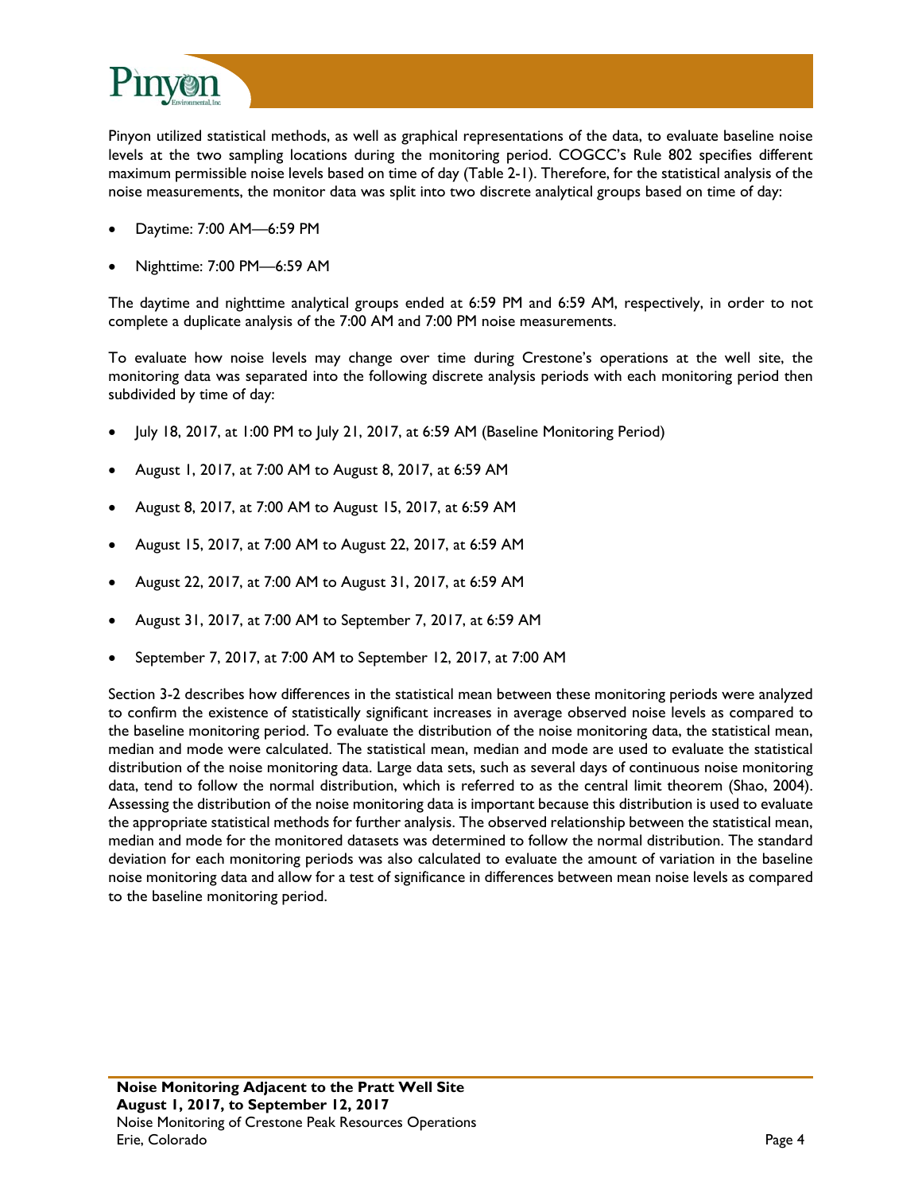Pinyon utilized statistical methods, as well as graphical representations of the data, to evaluate baseline noise levels at the two sampling locations during the monitoring period. COGCC's Rule 802 specifies different maximum permissible noise levels based on time of day (Table 2-1). Therefore, for the statistical analysis of the noise measurements, the monitor data was split into two discrete analytical groups based on time of day:

- Daytime: 7:00 AM—6:59 PM
- Nighttime: 7:00 PM—6:59 AM

The daytime and nighttime analytical groups ended at 6:59 PM and 6:59 AM, respectively, in order to not complete a duplicate analysis of the 7:00 AM and 7:00 PM noise measurements.

To evaluate how noise levels may change over time during Crestone's operations at the well site, the monitoring data was separated into the following discrete analysis periods with each monitoring period then subdivided by time of day:

- July 18, 2017, at 1:00 PM to July 21, 2017, at 6:59 AM (Baseline Monitoring Period)
- August 1, 2017, at 7:00 AM to August 8, 2017, at 6:59 AM
- August 8, 2017, at 7:00 AM to August 15, 2017, at 6:59 AM
- August 15, 2017, at 7:00 AM to August 22, 2017, at 6:59 AM
- August 22, 2017, at 7:00 AM to August 31, 2017, at 6:59 AM
- August 31, 2017, at 7:00 AM to September 7, 2017, at 6:59 AM
- September 7, 2017, at 7:00 AM to September 12, 2017, at 7:00 AM

Section 3-2 describes how differences in the statistical mean between these monitoring periods were analyzed to confirm the existence of statistically significant increases in average observed noise levels as compared to the baseline monitoring period. To evaluate the distribution of the noise monitoring data, the statistical mean, median and mode were calculated. The statistical mean, median and mode are used to evaluate the statistical distribution of the noise monitoring data. Large data sets, such as several days of continuous noise monitoring data, tend to follow the normal distribution, which is referred to as the central limit theorem (Shao, 2004). Assessing the distribution of the noise monitoring data is important because this distribution is used to evaluate the appropriate statistical methods for further analysis. The observed relationship between the statistical mean, median and mode for the monitored datasets was determined to follow the normal distribution. The standard deviation for each monitoring periods was also calculated to evaluate the amount of variation in the baseline noise monitoring data and allow for a test of significance in differences between mean noise levels as compared to the baseline monitoring period.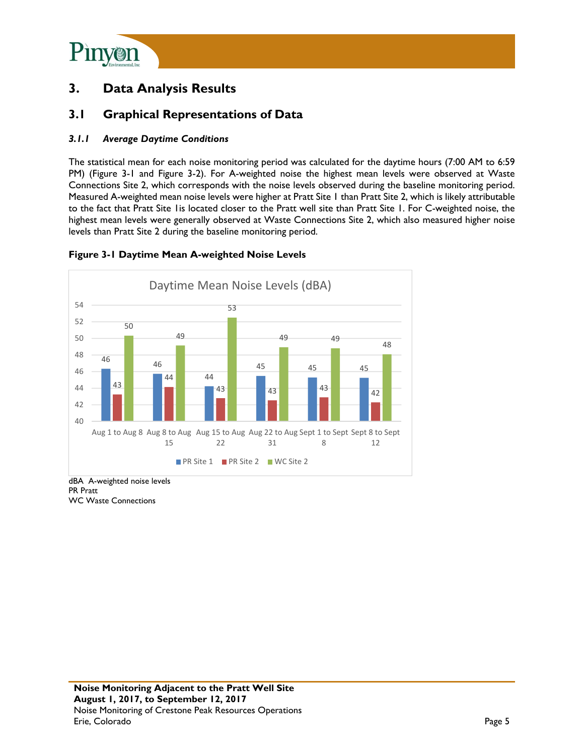# 3. Data Analysis Results

## 3.1 Graphical Representations of Data

### *3.1.1 Average Daytime Conditions*

The statistical mean for each noise monitoring period was calculated for the daytime hours (7:00 AM to 6:59 PM) (Figure 3-1 and Figure 3-2). For A-weighted noise the highest mean levels were observed at Waste Connections Site 2, which corresponds with the noise levels observed during the baseline monitoring period. Measured A-weighted mean noise levels were higher at Pratt Site 1 than Pratt Site 2, which is likely attributable to the fact that Pratt Site 1is located closer to the Pratt well site than Pratt Site 1. For C-weighted noise, the highest mean levels were generally observed at Waste Connections Site 2, which also measured higher noise levels than Pratt Site 2 during the baseline monitoring period.

**Figure 3-1 Daytime Mean A-weighted Noise Levels**

Daytime Mean Noise Levels (dBA)

| | PR Site 1 | PR Site 2 | WC Site 2 |
|---|---|---|---|
| Aug 1 to Aug 8 | 46 | 43 | 50 |
| Aug 8 to Aug 15 | 46 | 44 | 49 |
| Aug 15 to Aug 22 | 44 | 43 | 53 |
| Aug 22 to Aug 31 | 45 | 43 | 49 |
| Sept 1 to Sept 8 | 45 | 43 | 49 |
| Sept 8 to Sept 12 | 45 | 42 | 48 |

dBA A-weighted noise levels
PR Pratt
WC Waste Connections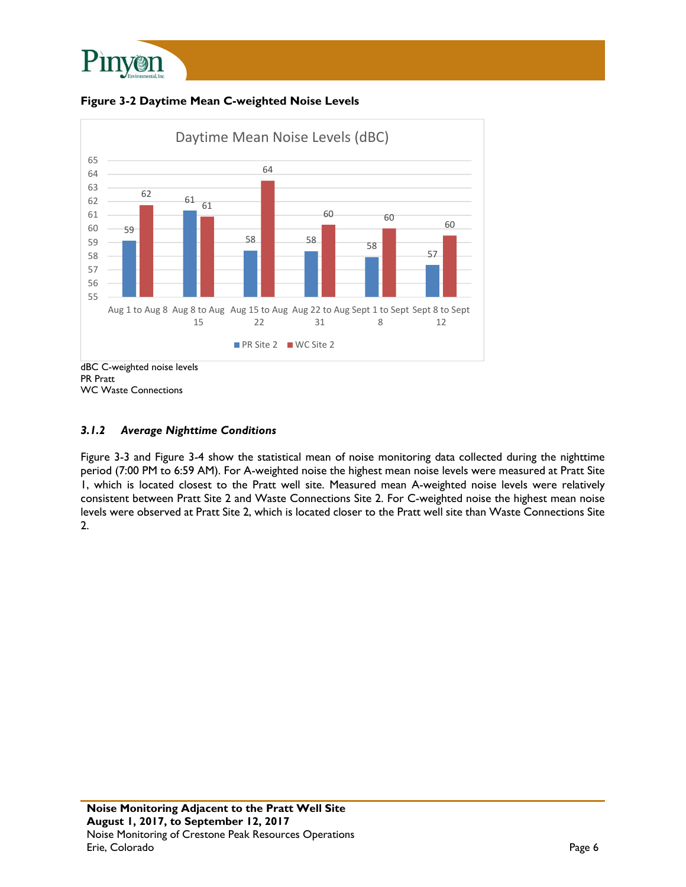**Figure 3-2 Daytime Mean C-weighted Noise Levels**

Daytime Mean Noise Levels (dBC)

| Period | PR Site 2 | WC Site 2 |
|---|---|---|
| Aug 1 to Aug 8 | 59 | 62 |
| Aug 8 to Aug 15 | 61 | 61 |
| Aug 15 to Aug 22 | 58 | 64 |
| Aug 22 to Aug 31 | 58 | 60 |
| Sept 1 to Sept 8 | 58 | 60 |
| Sept 8 to Sept 12 | 57 | 60 |

dBC C-weighted noise levels
PR Pratt
WC Waste Connections

### *3.1.2 Average Nighttime Conditions*

Figure 3-3 and Figure 3-4 show the statistical mean of noise monitoring data collected during the nighttime period (7:00 PM to 6:59 AM). For A-weighted noise the highest mean noise levels were measured at Pratt Site 1, which is located closest to the Pratt well site. Measured mean A-weighted noise levels were relatively consistent between Pratt Site 2 and Waste Connections Site 2. For C-weighted noise the highest mean noise levels were observed at Pratt Site 2, which is located closer to the Pratt well site than Waste Connections Site 2.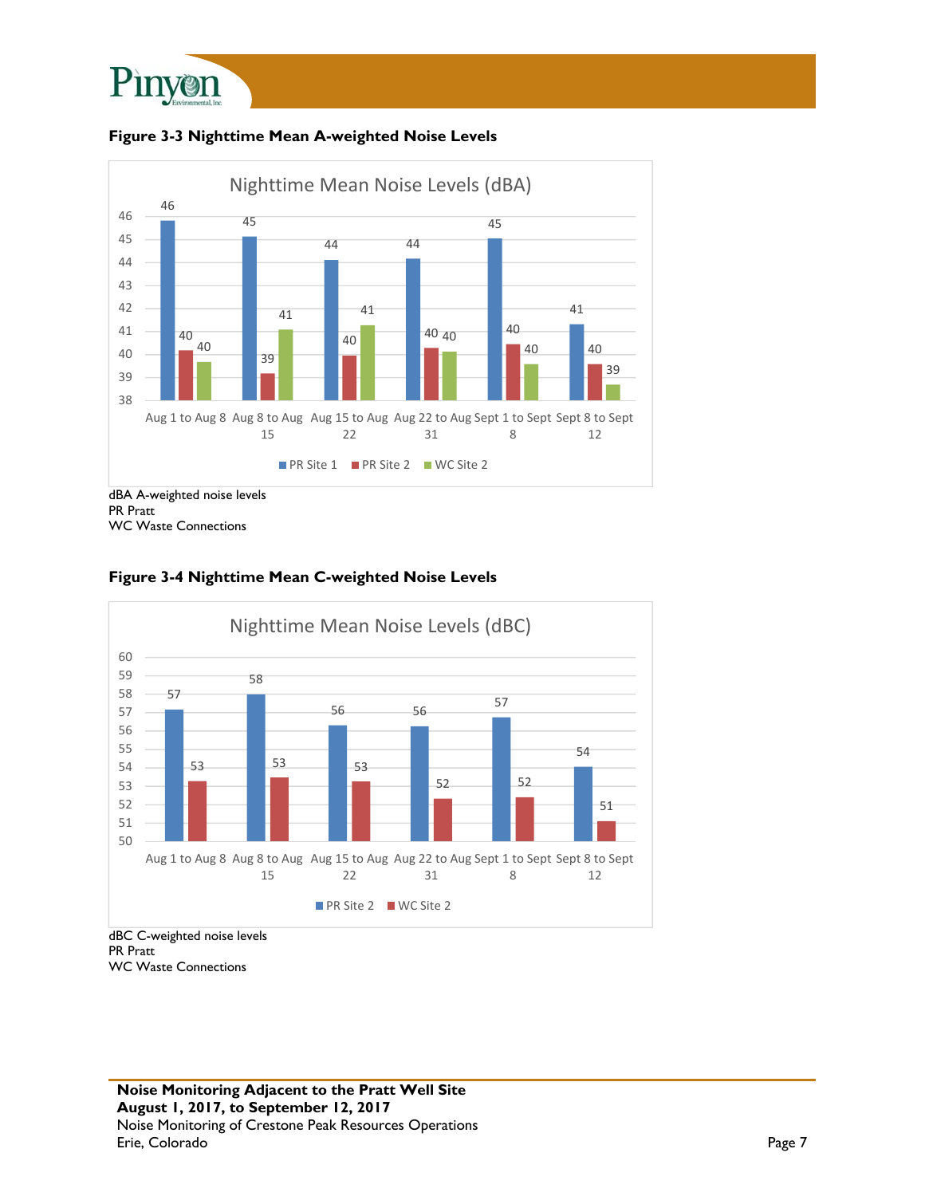**Figure 3-3 Nighttime Mean A-weighted Noise Levels**

| Period | PR Site 1 | PR Site 2 | WC Site 2 |
|---|---|---|---|
| Aug 1 to Aug 8 | 46 | 40 | 40 |
| Aug 8 to Aug 15 | 45 | 39 | 41 |
| Aug 15 to Aug 22 | 44 | 40 | 41 |
| Aug 22 to Aug 31 | 44 | 40 | 40 |
| Sept 1 to Sept 8 | 45 | 40 | 40 |
| Sept 8 to Sept 12 | 41 | 40 | 39 |

dBA A-weighted noise levels
PR Pratt
WC Waste Connections

**Figure 3-4 Nighttime Mean C-weighted Noise Levels**

| Period | PR Site 2 | WC Site 2 |
|---|---|---|
| Aug 1 to Aug 8 | 57 | 53 |
| Aug 8 to Aug 15 | 58 | 53 |
| Aug 15 to Aug 22 | 56 | 53 |
| Aug 22 to Aug 31 | 56 | 52 |
| Sept 1 to Sept 8 | 57 | 52 |
| Sept 8 to Sept 12 | 54 | 51 |

dBC C-weighted noise levels
PR Pratt
WC Waste Connections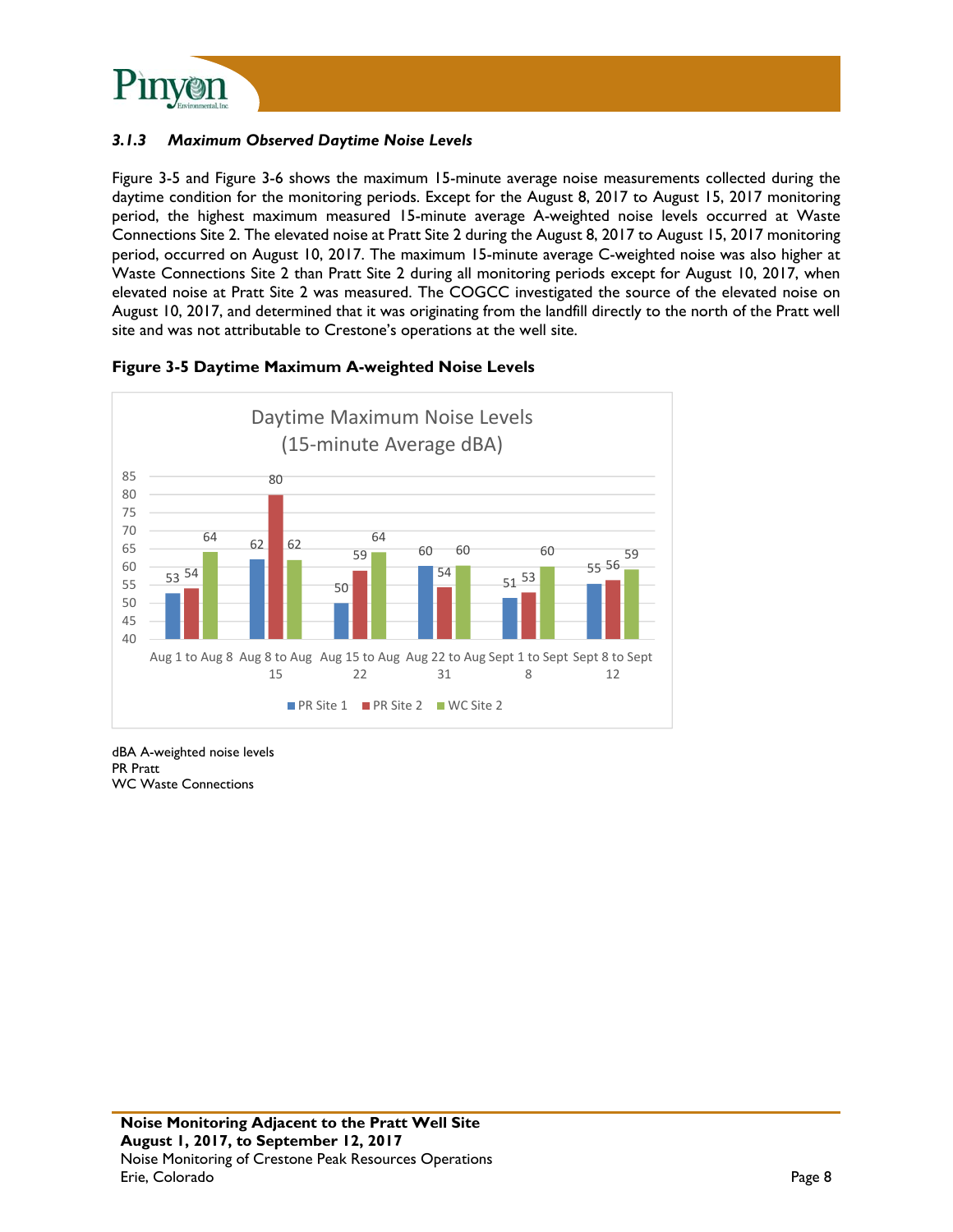### *3.1.3 Maximum Observed Daytime Noise Levels*

Figure 3-5 and Figure 3-6 shows the maximum 15-minute average noise measurements collected during the daytime condition for the monitoring periods. Except for the August 8, 2017 to August 15, 2017 monitoring period, the highest maximum measured 15-minute average A-weighted noise levels occurred at Waste Connections Site 2. The elevated noise at Pratt Site 2 during the August 8, 2017 to August 15, 2017 monitoring period, occurred on August 10, 2017. The maximum 15-minute average C-weighted noise was also higher at Waste Connections Site 2 than Pratt Site 2 during all monitoring periods except for August 10, 2017, when elevated noise at Pratt Site 2 was measured. The COGCC investigated the source of the elevated noise on August 10, 2017, and determined that it was originating from the landfill directly to the north of the Pratt well site and was not attributable to Crestone's operations at the well site.

**Figure 3-5 Daytime Maximum A-weighted Noise Levels**

Daytime Maximum Noise Levels (15-minute Average dBA)

| Period | PR Site 1 | PR Site 2 | WC Site 2 |
|---|---|---|---|
| Aug 1 to Aug 8 | 53 | 54 | 64 |
| Aug 8 to Aug 15 | 62 | 80 | 62 |
| Aug 15 to Aug 22 | 50 | 59 | 64 |
| Aug 22 to Aug 31 | 60 | 54 | 60 |
| Sept 1 to Sept 8 | 51 | 53 | 60 |
| Sept 8 to Sept 12 | 55 | 56 | 59 |

dBA A-weighted noise levels
PR Pratt
WC Waste Connections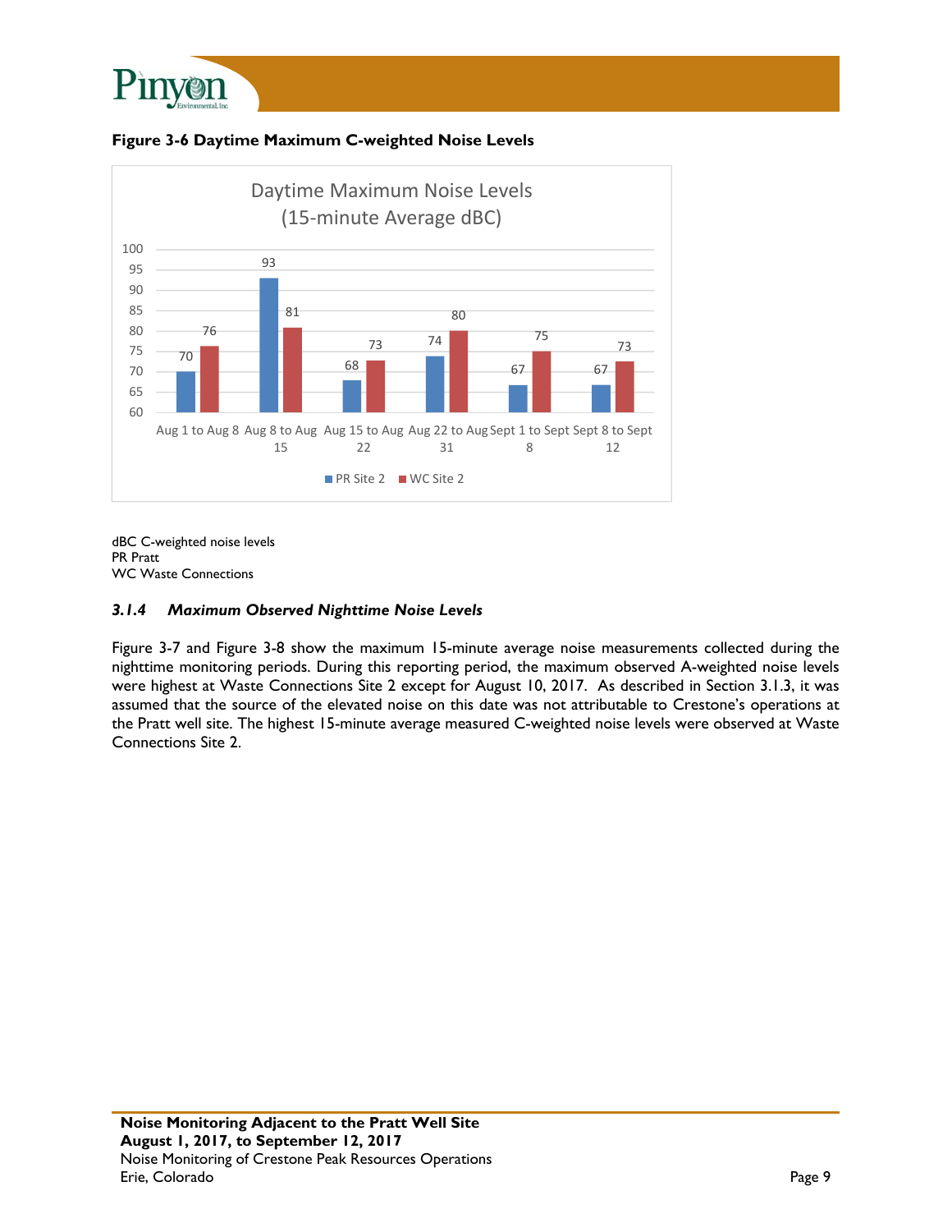**Figure 3-6 Daytime Maximum C-weighted Noise Levels**

Daytime Maximum Noise Levels (15-minute Average dBC)

| Period | PR Site 2 | WC Site 2 |
|---|---|---|
| Aug 1 to Aug 8 | 70 | 76 |
| Aug 8 to Aug 15 | 93 | 81 |
| Aug 15 to Aug 22 | 68 | 73 |
| Aug 22 to Aug 31 | 74 | 80 |
| Sept 1 to Sept 8 | 67 | 75 |
| Sept 8 to Sept 12 | 67 | 73 |

dBC C-weighted noise levels
PR Pratt
WC Waste Connections

### *3.1.4 Maximum Observed Nighttime Noise Levels*

Figure 3-7 and Figure 3-8 show the maximum 15-minute average noise measurements collected during the nighttime monitoring periods. During this reporting period, the maximum observed A-weighted noise levels were highest at Waste Connections Site 2 except for August 10, 2017. As described in Section 3.1.3, it was assumed that the source of the elevated noise on this date was not attributable to Crestone's operations at the Pratt well site. The highest 15-minute average measured C-weighted noise levels were observed at Waste Connections Site 2.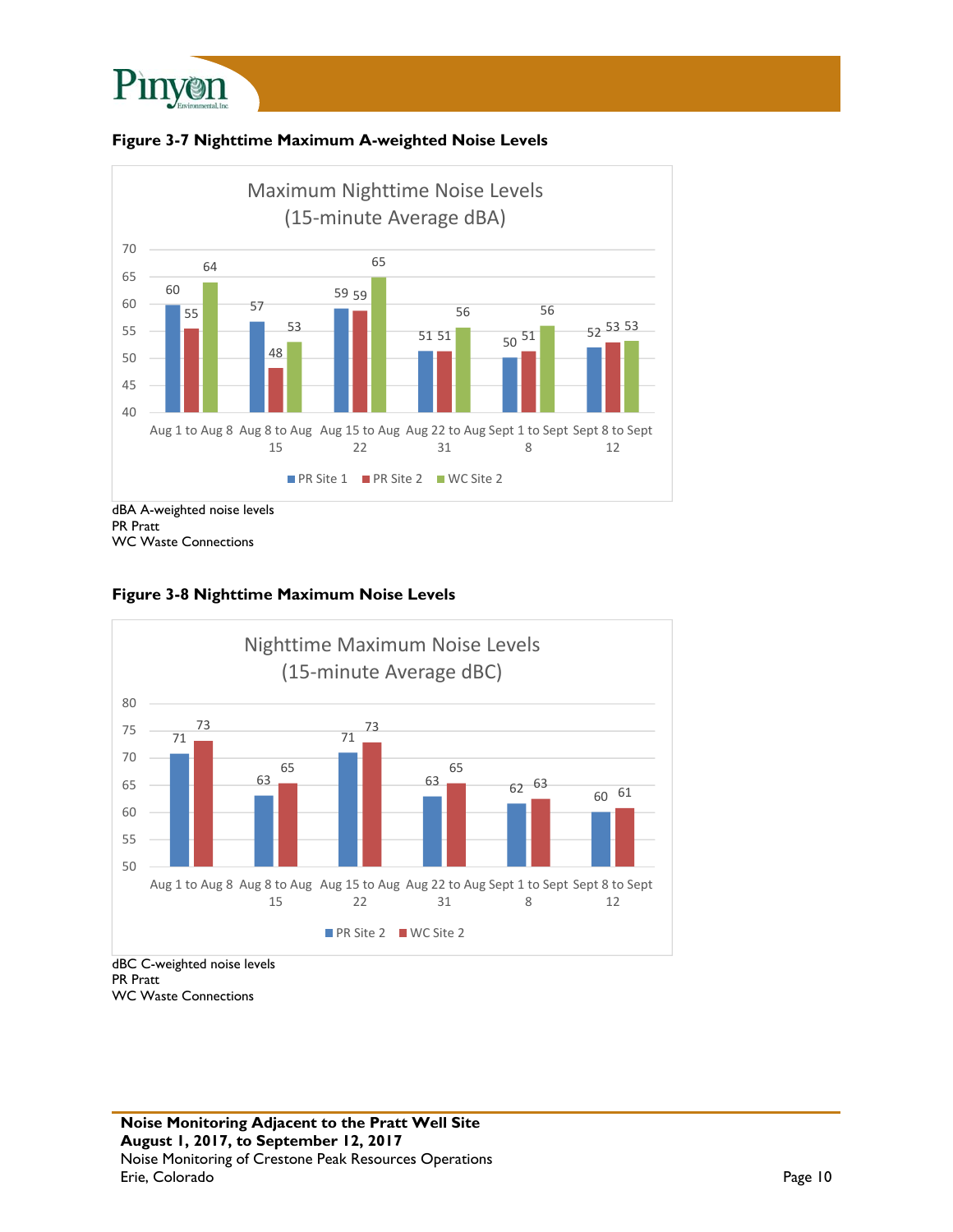**Figure 3-7 Nighttime Maximum A-weighted Noise Levels**

Maximum Nighttime Noise Levels
(15-minute Average dBA)

| | PR Site 1 | PR Site 2 | WC Site 2 |
|---|---|---|---|
| Aug 1 to Aug 8 | 60 | 55 | 64 |
| Aug 8 to Aug 15 | 57 | 48 | 53 |
| Aug 15 to Aug 22 | 59 | 59 | 65 |
| Aug 22 to Aug 31 | 51 | 51 | 56 |
| Sept 1 to Sept 8 | 50 | 51 | 56 |
| Sept 8 to Sept 12 | 52 | 53 | 53 |

dBA A-weighted noise levels
PR Pratt
WC Waste Connections

**Figure 3-8 Nighttime Maximum Noise Levels**

Nighttime Maximum Noise Levels
(15-minute Average dBC)

| | PR Site 2 | WC Site 2 |
|---|---|---|
| Aug 1 to Aug 8 | 71 | 73 |
| Aug 8 to Aug 15 | 63 | 65 |
| Aug 15 to Aug 22 | 71 | 73 |
| Aug 22 to Aug 31 | 63 | 65 |
| Sept 1 to Sept 8 | 62 | 63 |
| Sept 8 to Sept 12 | 60 | 61 |

dBC C-weighted noise levels
PR Pratt
WC Waste Connections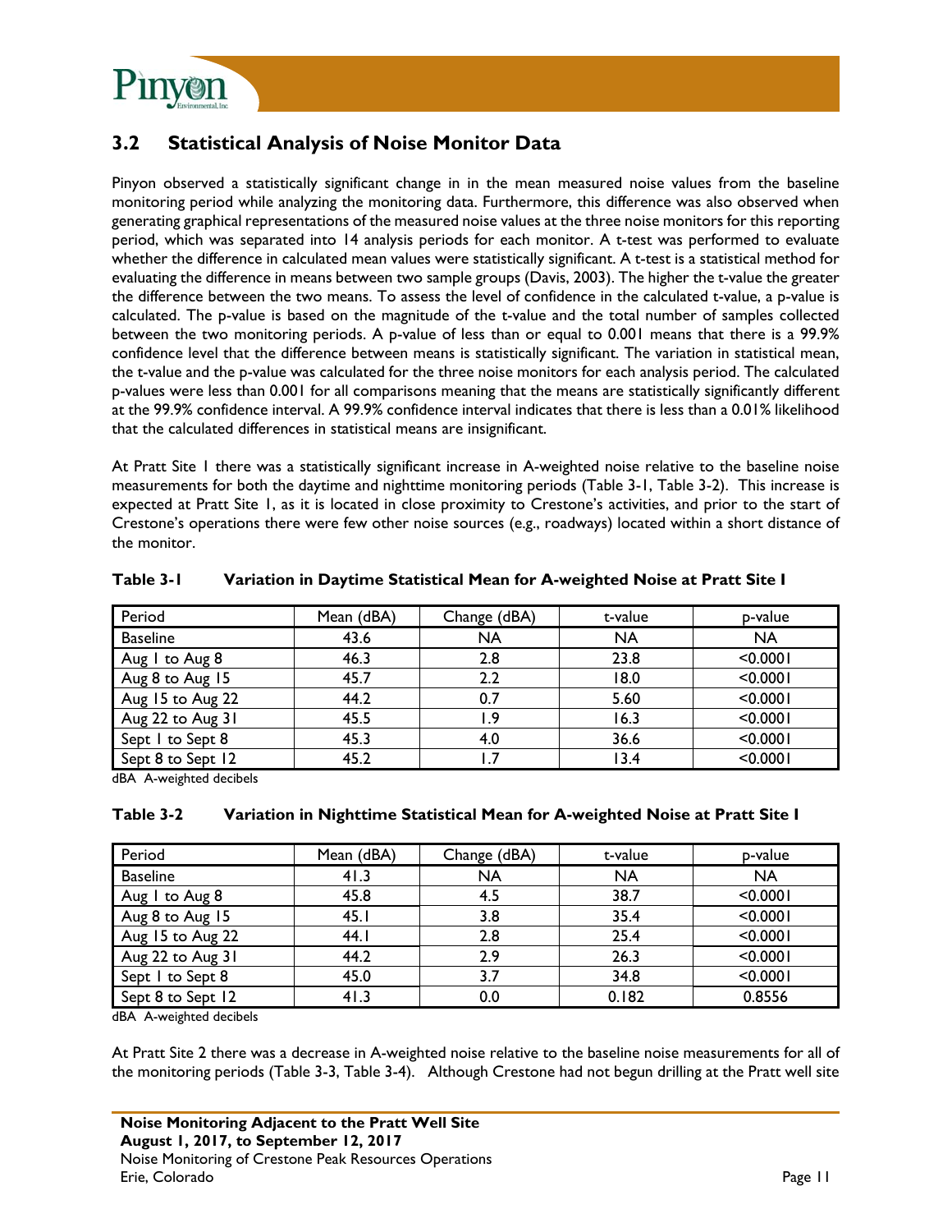## 3.2 Statistical Analysis of Noise Monitor Data

Pinyon observed a statistically significant change in in the mean measured noise values from the baseline monitoring period while analyzing the monitoring data. Furthermore, this difference was also observed when generating graphical representations of the measured noise values at the three noise monitors for this reporting period, which was separated into 14 analysis periods for each monitor. A t-test was performed to evaluate whether the difference in calculated mean values were statistically significant. A t-test is a statistical method for evaluating the difference in means between two sample groups (Davis, 2003). The higher the t-value the greater the difference between the two means. To assess the level of confidence in the calculated t-value, a p-value is calculated. The p-value is based on the magnitude of the t-value and the total number of samples collected between the two monitoring periods. A p-value of less than or equal to 0.001 means that there is a 99.9% confidence level that the difference between means is statistically significant. The variation in statistical mean, the t-value and the p-value was calculated for the three noise monitors for each analysis period. The calculated p-values were less than 0.001 for all comparisons meaning that the means are statistically significantly different at the 99.9% confidence interval. A 99.9% confidence interval indicates that there is less than a 0.01% likelihood that the calculated differences in statistical means are insignificant.

At Pratt Site 1 there was a statistically significant increase in A-weighted noise relative to the baseline noise measurements for both the daytime and nighttime monitoring periods (Table 3-1, Table 3-2). This increase is expected at Pratt Site 1, as it is located in close proximity to Crestone's activities, and prior to the start of Crestone's operations there were few other noise sources (e.g., roadways) located within a short distance of the monitor.

**Table 3-1 Variation in Daytime Statistical Mean for A-weighted Noise at Pratt Site 1**

| Period | Mean (dBA) | Change (dBA) | t-value | p-value |
|---|---|---|---|---|
| Baseline | 43.6 | NA | NA | NA |
| Aug 1 to Aug 8 | 46.3 | 2.8 | 23.8 | <0.0001 |
| Aug 8 to Aug 15 | 45.7 | 2.2 | 18.0 | <0.0001 |
| Aug 15 to Aug 22 | 44.2 | 0.7 | 5.60 | <0.0001 |
| Aug 22 to Aug 31 | 45.5 | 1.9 | 16.3 | <0.0001 |
| Sept 1 to Sept 8 | 45.3 | 4.0 | 36.6 | <0.0001 |
| Sept 8 to Sept 12 | 45.2 | 1.7 | 13.4 | <0.0001 |

dBA A-weighted decibels

**Table 3-2 Variation in Nighttime Statistical Mean for A-weighted Noise at Pratt Site 1**

| Period | Mean (dBA) | Change (dBA) | t-value | p-value |
|---|---|---|---|---|
| Baseline | 41.3 | NA | NA | NA |
| Aug 1 to Aug 8 | 45.8 | 4.5 | 38.7 | <0.0001 |
| Aug 8 to Aug 15 | 45.1 | 3.8 | 35.4 | <0.0001 |
| Aug 15 to Aug 22 | 44.1 | 2.8 | 25.4 | <0.0001 |
| Aug 22 to Aug 31 | 44.2 | 2.9 | 26.3 | <0.0001 |
| Sept 1 to Sept 8 | 45.0 | 3.7 | 34.8 | <0.0001 |
| Sept 8 to Sept 12 | 41.3 | 0.0 | 0.182 | 0.8556 |

dBA A-weighted decibels

At Pratt Site 2 there was a decrease in A-weighted noise relative to the baseline noise measurements for all of the monitoring periods (Table 3-3, Table 3-4). Although Crestone had not begun drilling at the Pratt well site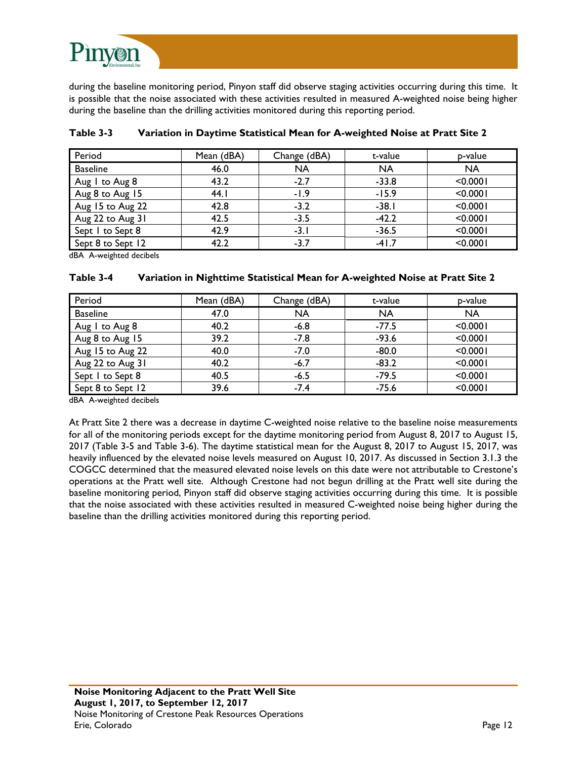during the baseline monitoring period, Pinyon staff did observe staging activities occurring during this time. It is possible that the noise associated with these activities resulted in measured A-weighted noise being higher during the baseline than the drilling activities monitored during this reporting period.

**Table 3-3 Variation in Daytime Statistical Mean for A-weighted Noise at Pratt Site 2**

| Period | Mean (dBA) | Change (dBA) | t-value | p-value |
|---|---|---|---|---|
| Baseline | 46.0 | NA | NA | NA |
| Aug 1 to Aug 8 | 43.2 | -2.7 | -33.8 | <0.0001 |
| Aug 8 to Aug 15 | 44.1 | -1.9 | -15.9 | <0.0001 |
| Aug 15 to Aug 22 | 42.8 | -3.2 | -38.1 | <0.0001 |
| Aug 22 to Aug 31 | 42.5 | -3.5 | -42.2 | <0.0001 |
| Sept 1 to Sept 8 | 42.9 | -3.1 | -36.5 | <0.0001 |
| Sept 8 to Sept 12 | 42.2 | -3.7 | -41.7 | <0.0001 |

dBA A-weighted decibels

**Table 3-4 Variation in Nighttime Statistical Mean for A-weighted Noise at Pratt Site 2**

| Period | Mean (dBA) | Change (dBA) | t-value | p-value |
|---|---|---|---|---|
| Baseline | 47.0 | NA | NA | NA |
| Aug 1 to Aug 8 | 40.2 | -6.8 | -77.5 | <0.0001 |
| Aug 8 to Aug 15 | 39.2 | -7.8 | -93.6 | <0.0001 |
| Aug 15 to Aug 22 | 40.0 | -7.0 | -80.0 | <0.0001 |
| Aug 22 to Aug 31 | 40.2 | -6.7 | -83.2 | <0.0001 |
| Sept 1 to Sept 8 | 40.5 | -6.5 | -79.5 | <0.0001 |
| Sept 8 to Sept 12 | 39.6 | -7.4 | -75.6 | <0.0001 |

dBA A-weighted decibels

At Pratt Site 2 there was a decrease in daytime C-weighted noise relative to the baseline noise measurements for all of the monitoring periods except for the daytime monitoring period from August 8, 2017 to August 15, 2017 (Table 3-5 and Table 3-6). The daytime statistical mean for the August 8, 2017 to August 15, 2017, was heavily influenced by the elevated noise levels measured on August 10, 2017. As discussed in Section 3.1.3 the COGCC determined that the measured elevated noise levels on this date were not attributable to Crestone's operations at the Pratt well site. Although Crestone had not begun drilling at the Pratt well site during the baseline monitoring period, Pinyon staff did observe staging activities occurring during this time. It is possible that the noise associated with these activities resulted in measured C-weighted noise being higher during the baseline than the drilling activities monitored during this reporting period.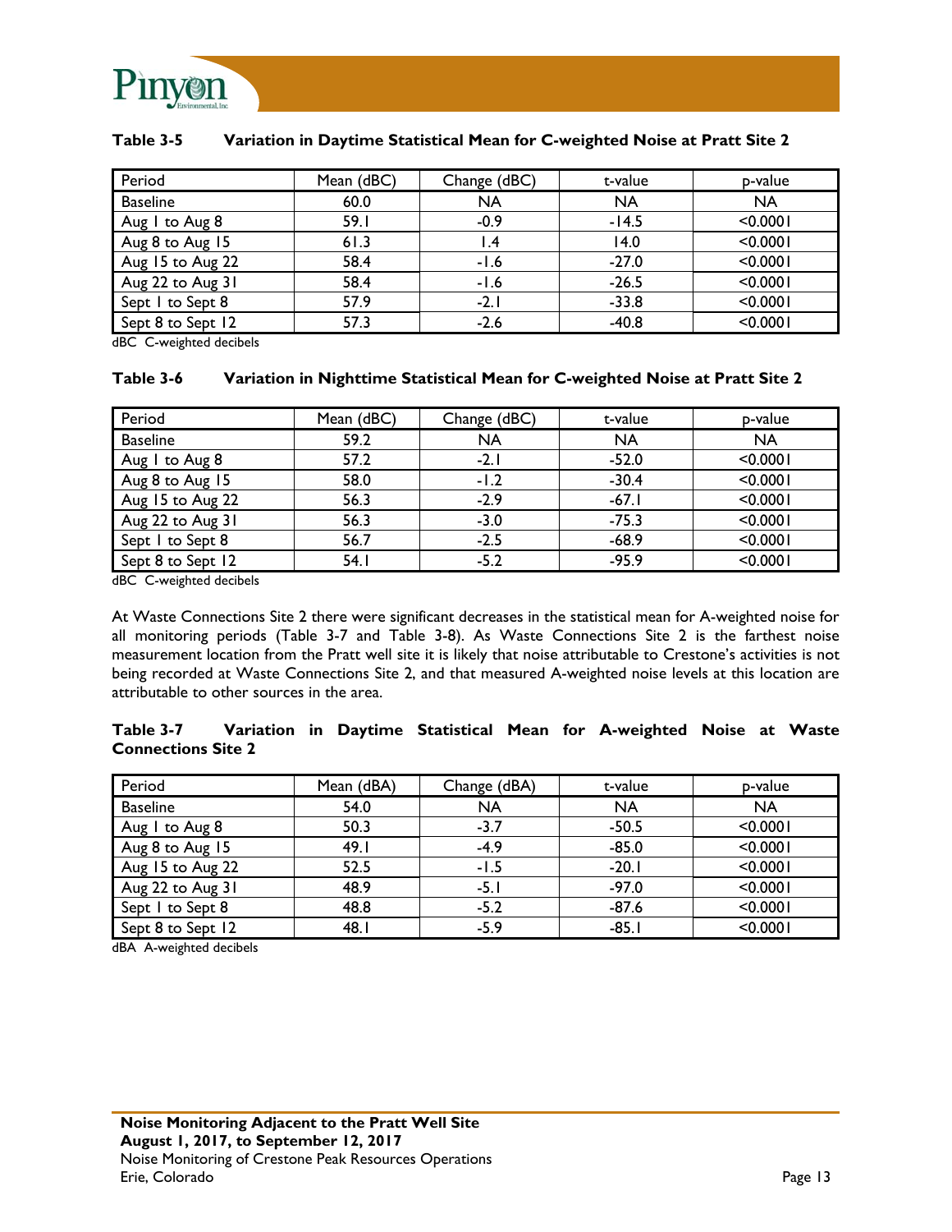**Table 3-5 Variation in Daytime Statistical Mean for C-weighted Noise at Pratt Site 2**

| Period | Mean (dBC) | Change (dBC) | t-value | p-value |
|---|---|---|---|---|
| Baseline | 60.0 | NA | NA | NA |
| Aug 1 to Aug 8 | 59.1 | -0.9 | -14.5 | <0.0001 |
| Aug 8 to Aug 15 | 61.3 | 1.4 | 14.0 | <0.0001 |
| Aug 15 to Aug 22 | 58.4 | -1.6 | -27.0 | <0.0001 |
| Aug 22 to Aug 31 | 58.4 | -1.6 | -26.5 | <0.0001 |
| Sept 1 to Sept 8 | 57.9 | -2.1 | -33.8 | <0.0001 |
| Sept 8 to Sept 12 | 57.3 | -2.6 | -40.8 | <0.0001 |

dBC C-weighted decibels

**Table 3-6 Variation in Nighttime Statistical Mean for C-weighted Noise at Pratt Site 2**

| Period | Mean (dBC) | Change (dBC) | t-value | p-value |
|---|---|---|---|---|
| Baseline | 59.2 | NA | NA | NA |
| Aug 1 to Aug 8 | 57.2 | -2.1 | -52.0 | <0.0001 |
| Aug 8 to Aug 15 | 58.0 | -1.2 | -30.4 | <0.0001 |
| Aug 15 to Aug 22 | 56.3 | -2.9 | -67.1 | <0.0001 |
| Aug 22 to Aug 31 | 56.3 | -3.0 | -75.3 | <0.0001 |
| Sept 1 to Sept 8 | 56.7 | -2.5 | -68.9 | <0.0001 |
| Sept 8 to Sept 12 | 54.1 | -5.2 | -95.9 | <0.0001 |

dBC C-weighted decibels

At Waste Connections Site 2 there were significant decreases in the statistical mean for A-weighted noise for all monitoring periods (Table 3-7 and Table 3-8). As Waste Connections Site 2 is the farthest noise measurement location from the Pratt well site it is likely that noise attributable to Crestone's activities is not being recorded at Waste Connections Site 2, and that measured A-weighted noise levels at this location are attributable to other sources in the area.

**Table 3-7 Variation in Daytime Statistical Mean for A-weighted Noise at Waste Connections Site 2**

| Period | Mean (dBA) | Change (dBA) | t-value | p-value |
|---|---|---|---|---|
| Baseline | 54.0 | NA | NA | NA |
| Aug 1 to Aug 8 | 50.3 | -3.7 | -50.5 | <0.0001 |
| Aug 8 to Aug 15 | 49.1 | -4.9 | -85.0 | <0.0001 |
| Aug 15 to Aug 22 | 52.5 | -1.5 | -20.1 | <0.0001 |
| Aug 22 to Aug 31 | 48.9 | -5.1 | -97.0 | <0.0001 |
| Sept 1 to Sept 8 | 48.8 | -5.2 | -87.6 | <0.0001 |
| Sept 8 to Sept 12 | 48.1 | -5.9 | -85.1 | <0.0001 |

dBA A-weighted decibels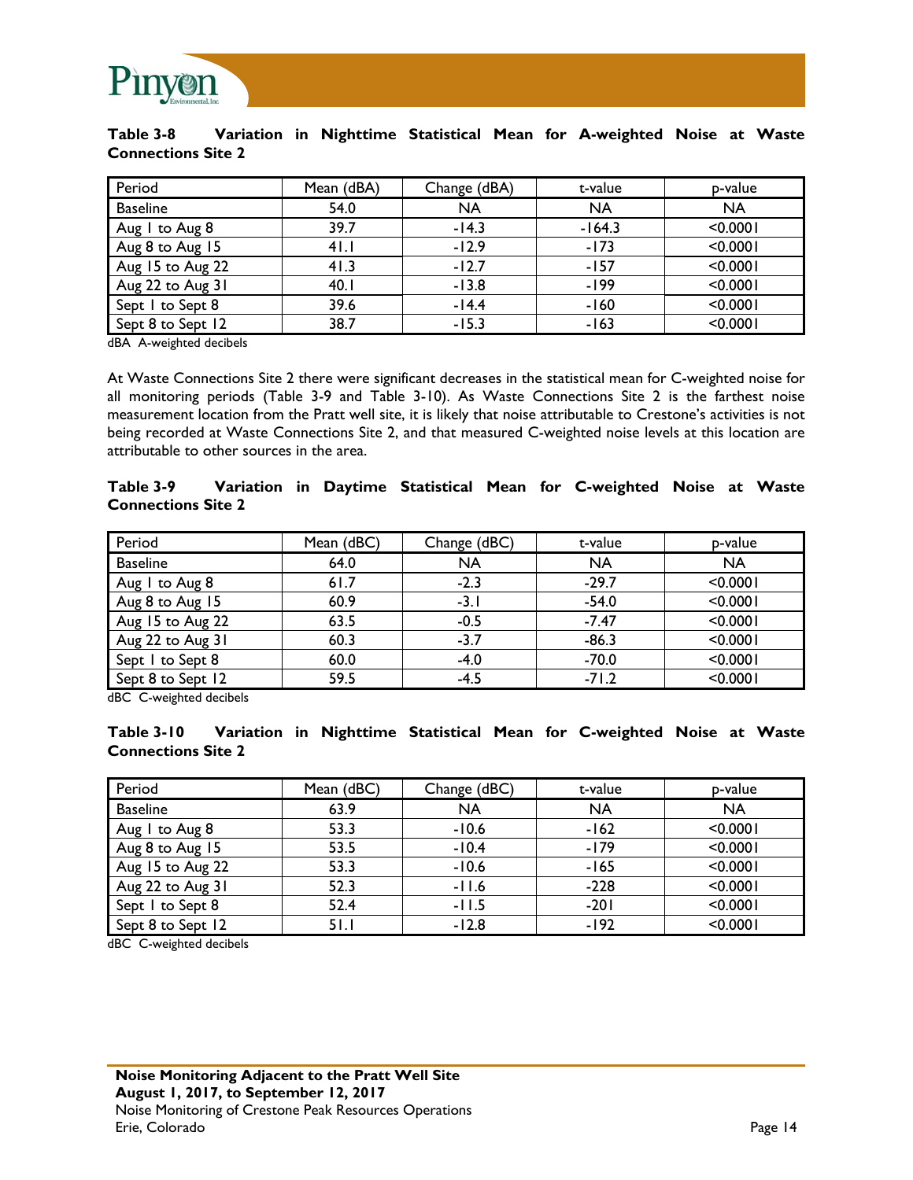**Table 3-8 Variation in Nighttime Statistical Mean for A-weighted Noise at Waste Connections Site 2**

| Period | Mean (dBA) | Change (dBA) | t-value | p-value |
|---|---|---|---|---|
| Baseline | 54.0 | NA | NA | NA |
| Aug 1 to Aug 8 | 39.7 | -14.3 | -164.3 | <0.0001 |
| Aug 8 to Aug 15 | 41.1 | -12.9 | -173 | <0.0001 |
| Aug 15 to Aug 22 | 41.3 | -12.7 | -157 | <0.0001 |
| Aug 22 to Aug 31 | 40.1 | -13.8 | -199 | <0.0001 |
| Sept 1 to Sept 8 | 39.6 | -14.4 | -160 | <0.0001 |
| Sept 8 to Sept 12 | 38.7 | -15.3 | -163 | <0.0001 |

dBA A-weighted decibels

At Waste Connections Site 2 there were significant decreases in the statistical mean for C-weighted noise for all monitoring periods (Table 3-9 and Table 3-10). As Waste Connections Site 2 is the farthest noise measurement location from the Pratt well site, it is likely that noise attributable to Crestone's activities is not being recorded at Waste Connections Site 2, and that measured C-weighted noise levels at this location are attributable to other sources in the area.

**Table 3-9 Variation in Daytime Statistical Mean for C-weighted Noise at Waste Connections Site 2**

| Period | Mean (dBC) | Change (dBC) | t-value | p-value |
|---|---|---|---|---|
| Baseline | 64.0 | NA | NA | NA |
| Aug 1 to Aug 8 | 61.7 | -2.3 | -29.7 | <0.0001 |
| Aug 8 to Aug 15 | 60.9 | -3.1 | -54.0 | <0.0001 |
| Aug 15 to Aug 22 | 63.5 | -0.5 | -7.47 | <0.0001 |
| Aug 22 to Aug 31 | 60.3 | -3.7 | -86.3 | <0.0001 |
| Sept 1 to Sept 8 | 60.0 | -4.0 | -70.0 | <0.0001 |
| Sept 8 to Sept 12 | 59.5 | -4.5 | -71.2 | <0.0001 |

dBC C-weighted decibels

**Table 3-10 Variation in Nighttime Statistical Mean for C-weighted Noise at Waste Connections Site 2**

| Period | Mean (dBC) | Change (dBC) | t-value | p-value |
|---|---|---|---|---|
| Baseline | 63.9 | NA | NA | NA |
| Aug 1 to Aug 8 | 53.3 | -10.6 | -162 | <0.0001 |
| Aug 8 to Aug 15 | 53.5 | -10.4 | -179 | <0.0001 |
| Aug 15 to Aug 22 | 53.3 | -10.6 | -165 | <0.0001 |
| Aug 22 to Aug 31 | 52.3 | -11.6 | -228 | <0.0001 |
| Sept 1 to Sept 8 | 52.4 | -11.5 | -201 | <0.0001 |
| Sept 8 to Sept 12 | 51.1 | -12.8 | -192 | <0.0001 |

dBC C-weighted decibels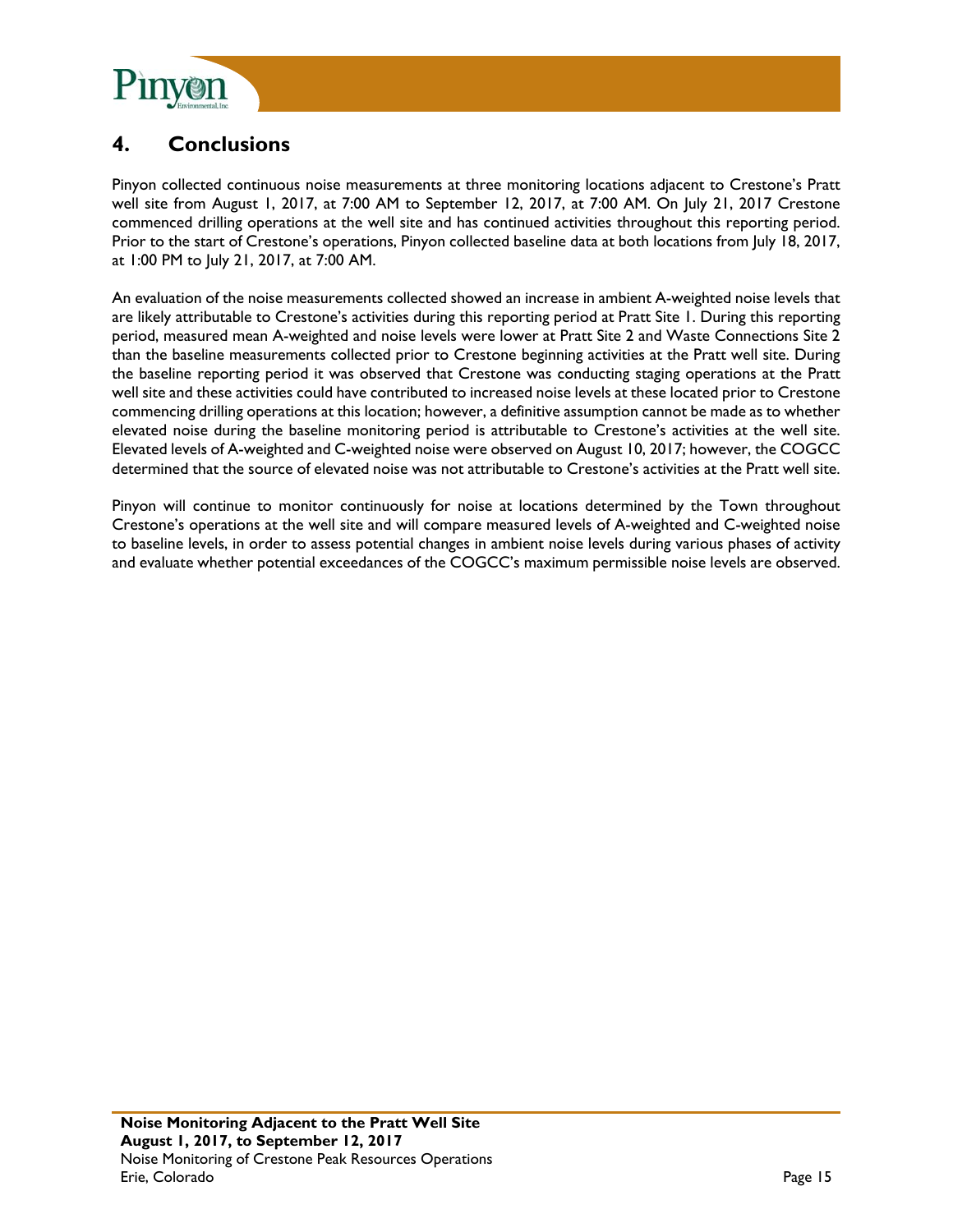## 4. Conclusions

Pinyon collected continuous noise measurements at three monitoring locations adjacent to Crestone's Pratt well site from August 1, 2017, at 7:00 AM to September 12, 2017, at 7:00 AM. On July 21, 2017 Crestone commenced drilling operations at the well site and has continued activities throughout this reporting period. Prior to the start of Crestone's operations, Pinyon collected baseline data at both locations from July 18, 2017, at 1:00 PM to July 21, 2017, at 7:00 AM.

An evaluation of the noise measurements collected showed an increase in ambient A-weighted noise levels that are likely attributable to Crestone's activities during this reporting period at Pratt Site 1. During this reporting period, measured mean A-weighted and noise levels were lower at Pratt Site 2 and Waste Connections Site 2 than the baseline measurements collected prior to Crestone beginning activities at the Pratt well site. During the baseline reporting period it was observed that Crestone was conducting staging operations at the Pratt well site and these activities could have contributed to increased noise levels at these located prior to Crestone commencing drilling operations at this location; however, a definitive assumption cannot be made as to whether elevated noise during the baseline monitoring period is attributable to Crestone's activities at the well site. Elevated levels of A-weighted and C-weighted noise were observed on August 10, 2017; however, the COGCC determined that the source of elevated noise was not attributable to Crestone's activities at the Pratt well site.

Pinyon will continue to monitor continuously for noise at locations determined by the Town throughout Crestone's operations at the well site and will compare measured levels of A-weighted and C-weighted noise to baseline levels, in order to assess potential changes in ambient noise levels during various phases of activity and evaluate whether potential exceedances of the COGCC's maximum permissible noise levels are observed.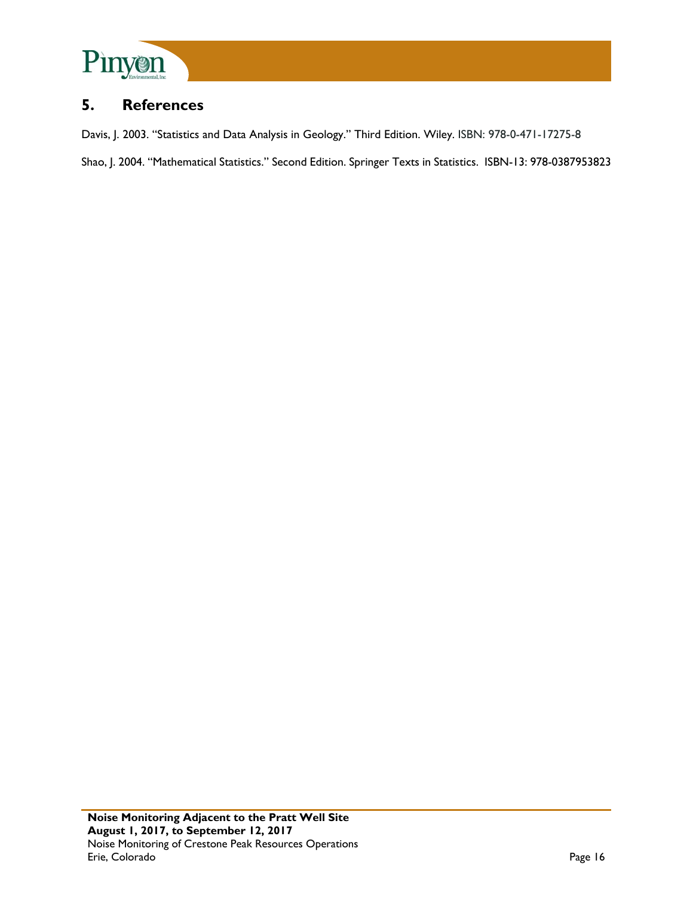## 5. References

Davis, J. 2003. "Statistics and Data Analysis in Geology." Third Edition. Wiley. ISBN: 978-0-471-17275-8

Shao, J. 2004. "Mathematical Statistics." Second Edition. Springer Texts in Statistics. ISBN-13: 978-0387953823